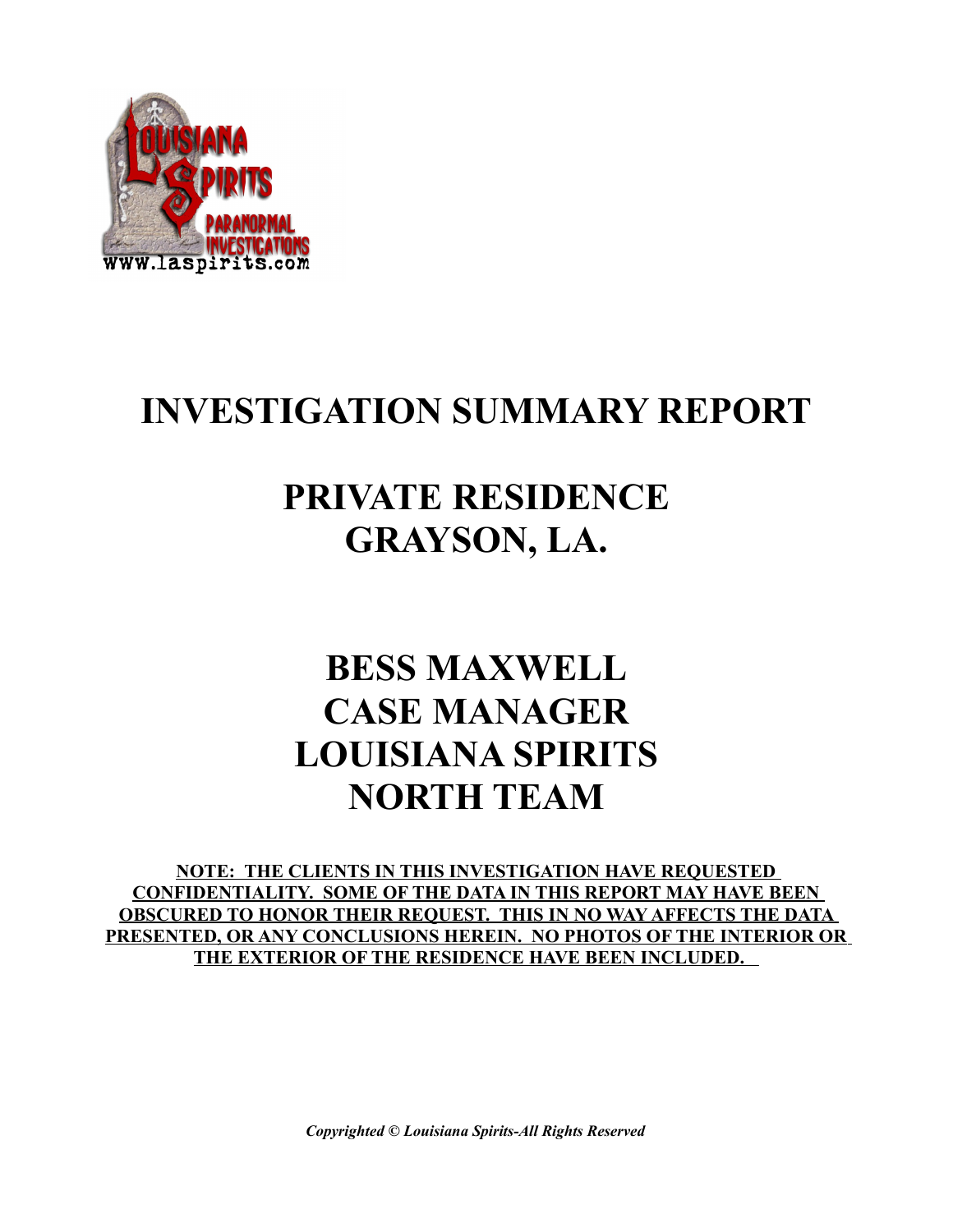# INVESTIGATION SUMMARY REPORT

# PRIVATE RESIDENCE
# GRAYSON, LA.

## BESS MAXWELL
## CASE MANAGER
## LOUISIANA SPIRITS
## NORTH TEAM

**NOTE: THE CLIENTS IN THIS INVESTIGATION HAVE REQUESTED CONFIDENTIALITY. SOME OF THE DATA IN THIS REPORT MAY HAVE BEEN OBSCURED TO HONOR THEIR REQUEST. THIS IN NO WAY AFFECTS THE DATA PRESENTED, OR ANY CONCLUSIONS HEREIN. NO PHOTOS OF THE INTERIOR OR THE EXTERIOR OF THE RESIDENCE HAVE BEEN INCLUDED.**

***Copyrighted © Louisiana Spirits-All Rights Reserved***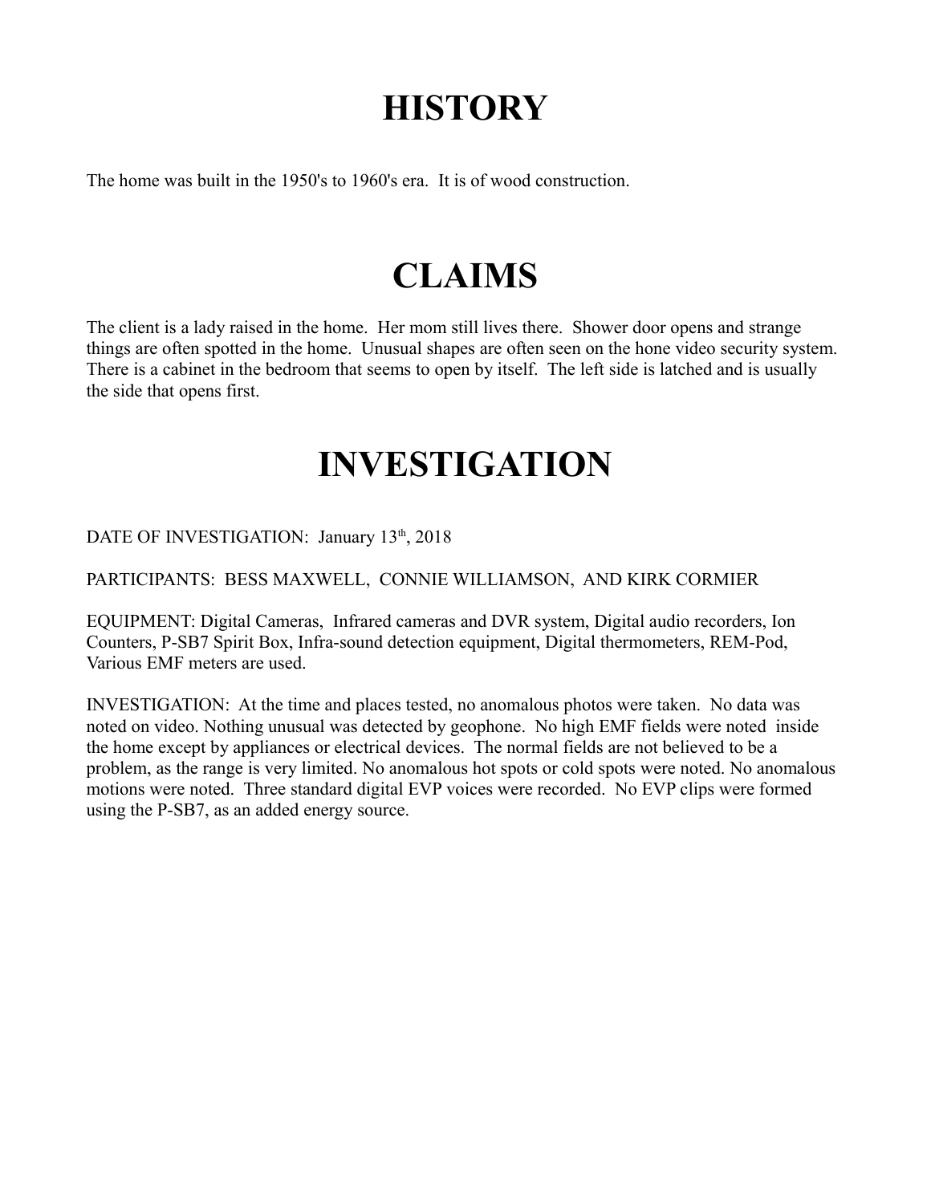# HISTORY

The home was built in the 1950's to 1960's era. It is of wood construction.

# CLAIMS

The client is a lady raised in the home. Her mom still lives there. Shower door opens and strange things are often spotted in the home. Unusual shapes are often seen on the hone video security system. There is a cabinet in the bedroom that seems to open by itself. The left side is latched and is usually the side that opens first.

# INVESTIGATION

DATE OF INVESTIGATION: January 13th, 2018

PARTICIPANTS: BESS MAXWELL, CONNIE WILLIAMSON, AND KIRK CORMIER

EQUIPMENT: Digital Cameras, Infrared cameras and DVR system, Digital audio recorders, Ion Counters, P-SB7 Spirit Box, Infra-sound detection equipment, Digital thermometers, REM-Pod, Various EMF meters are used.

INVESTIGATION: At the time and places tested, no anomalous photos were taken. No data was noted on video. Nothing unusual was detected by geophone. No high EMF fields were noted inside the home except by appliances or electrical devices. The normal fields are not believed to be a problem, as the range is very limited. No anomalous hot spots or cold spots were noted. No anomalous motions were noted. Three standard digital EVP voices were recorded. No EVP clips were formed using the P-SB7, as an added energy source.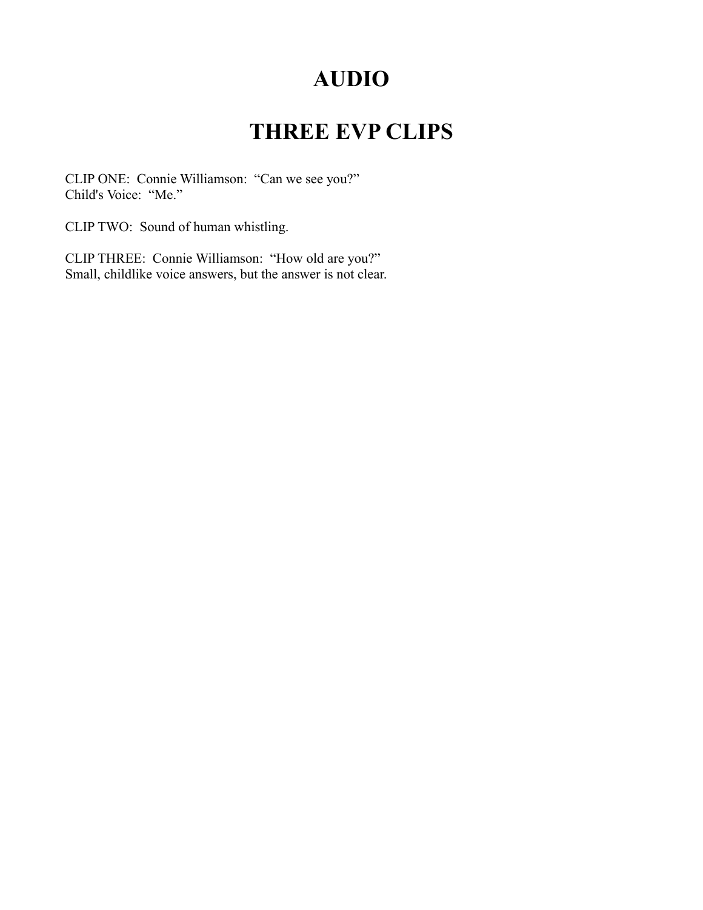# AUDIO

# THREE EVP CLIPS

CLIP ONE: Connie Williamson: “Can we see you?”
Child's Voice: “Me.”

CLIP TWO: Sound of human whistling.

CLIP THREE: Connie Williamson: “How old are you?”
Small, childlike voice answers, but the answer is not clear.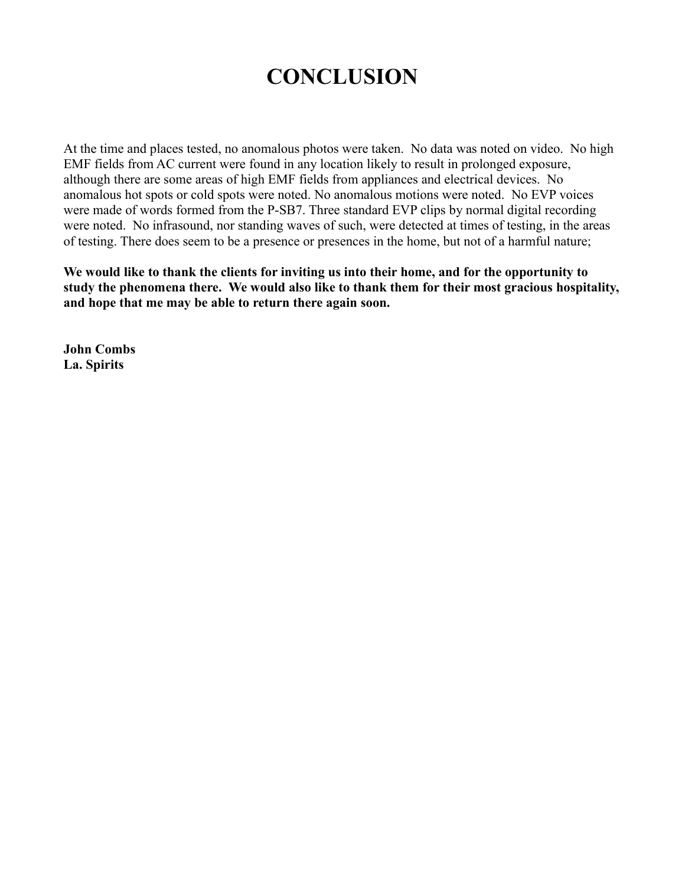# CONCLUSION

At the time and places tested, no anomalous photos were taken. No data was noted on video. No high EMF fields from AC current were found in any location likely to result in prolonged exposure, although there are some areas of high EMF fields from appliances and electrical devices. No anomalous hot spots or cold spots were noted. No anomalous motions were noted. No EVP voices were made of words formed from the P-SB7. Three standard EVP clips by normal digital recording were noted. No infrasound, nor standing waves of such, were detected at times of testing, in the areas of testing. There does seem to be a presence or presences in the home, but not of a harmful nature;

**We would like to thank the clients for inviting us into their home, and for the opportunity to study the phenomena there. We would also like to thank them for their most gracious hospitality, and hope that me may be able to return there again soon.**

**John Combs**
**La. Spirits**